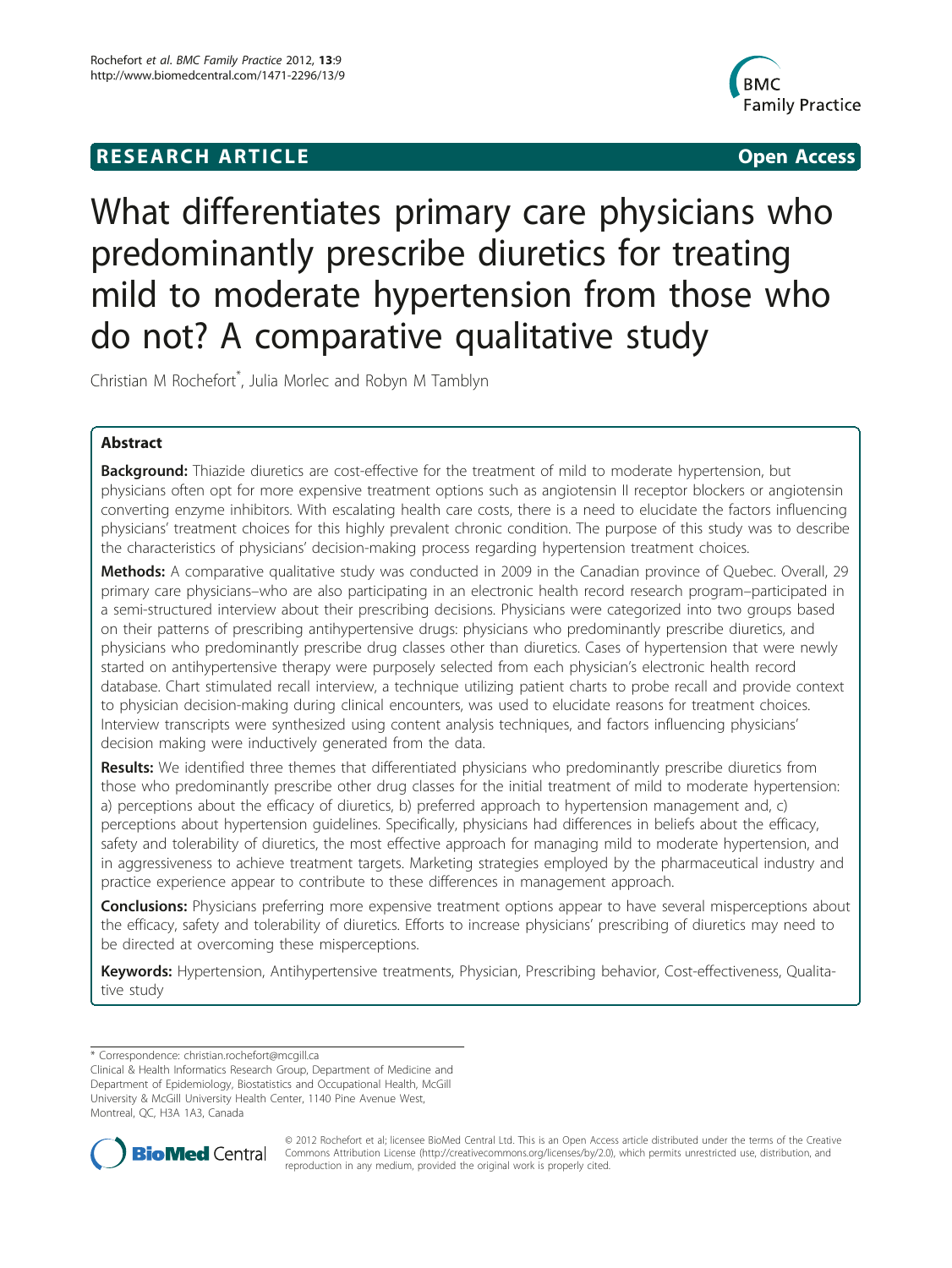**RESEARCH ARTICLE** **Open Access**

# What differentiates primary care physicians who predominantly prescribe diuretics for treating mild to moderate hypertension from those who do not? A comparative qualitative study

Christian M Rochefort*, Julia Morlec and Robyn M Tamblyn

## Abstract

**Background:** Thiazide diuretics are cost-effective for the treatment of mild to moderate hypertension, but physicians often opt for more expensive treatment options such as angiotensin II receptor blockers or angiotensin converting enzyme inhibitors. With escalating health care costs, there is a need to elucidate the factors influencing physicians' treatment choices for this highly prevalent chronic condition. The purpose of this study was to describe the characteristics of physicians' decision-making process regarding hypertension treatment choices.

**Methods:** A comparative qualitative study was conducted in 2009 in the Canadian province of Quebec. Overall, 29 primary care physicians–who are also participating in an electronic health record research program–participated in a semi-structured interview about their prescribing decisions. Physicians were categorized into two groups based on their patterns of prescribing antihypertensive drugs: physicians who predominantly prescribe diuretics, and physicians who predominantly prescribe drug classes other than diuretics. Cases of hypertension that were newly started on antihypertensive therapy were purposely selected from each physician's electronic health record database. Chart stimulated recall interview, a technique utilizing patient charts to probe recall and provide context to physician decision-making during clinical encounters, was used to elucidate reasons for treatment choices. Interview transcripts were synthesized using content analysis techniques, and factors influencing physicians' decision making were inductively generated from the data.

**Results:** We identified three themes that differentiated physicians who predominantly prescribe diuretics from those who predominantly prescribe other drug classes for the initial treatment of mild to moderate hypertension: a) perceptions about the efficacy of diuretics, b) preferred approach to hypertension management and, c) perceptions about hypertension guidelines. Specifically, physicians had differences in beliefs about the efficacy, safety and tolerability of diuretics, the most effective approach for managing mild to moderate hypertension, and in aggressiveness to achieve treatment targets. Marketing strategies employed by the pharmaceutical industry and practice experience appear to contribute to these differences in management approach.

**Conclusions:** Physicians preferring more expensive treatment options appear to have several misperceptions about the efficacy, safety and tolerability of diuretics. Efforts to increase physicians' prescribing of diuretics may need to be directed at overcoming these misperceptions.

**Keywords:** Hypertension, Antihypertensive treatments, Physician, Prescribing behavior, Cost-effectiveness, Qualitative study

---

* Correspondence: christian.rochefort@mcgill.ca
Clinical & Health Informatics Research Group, Department of Medicine and Department of Epidemiology, Biostatistics and Occupational Health, McGill University & McGill University Health Center, 1140 Pine Avenue West, Montreal, QC, H3A 1A3, Canada

© 2012 Rochefort et al; licensee BioMed Central Ltd. This is an Open Access article distributed under the terms of the Creative Commons Attribution License (http://creativecommons.org/licenses/by/2.0), which permits unrestricted use, distribution, and reproduction in any medium, provided the original work is properly cited.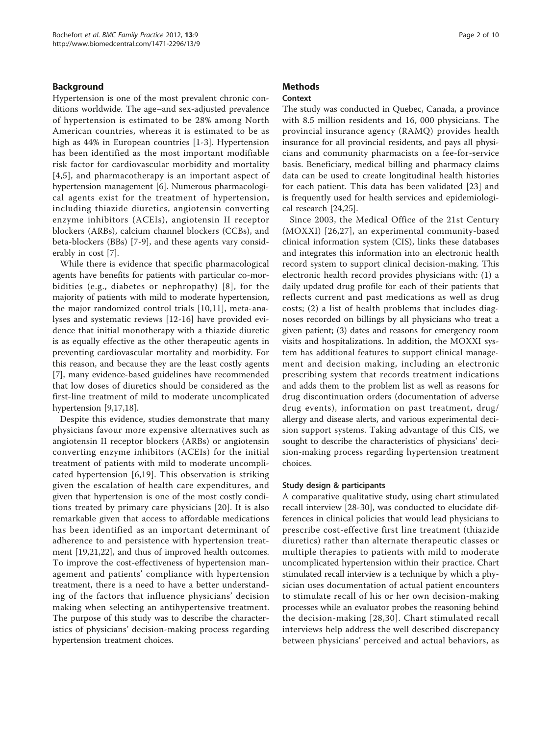## Background

Hypertension is one of the most prevalent chronic conditions worldwide. The age–and sex-adjusted prevalence of hypertension is estimated to be 28% among North American countries, whereas it is estimated to be as high as 44% in European countries [1-3]. Hypertension has been identified as the most important modifiable risk factor for cardiovascular morbidity and mortality [4,5], and pharmacotherapy is an important aspect of hypertension management [6]. Numerous pharmacological agents exist for the treatment of hypertension, including thiazide diuretics, angiotensin converting enzyme inhibitors (ACEIs), angiotensin II receptor blockers (ARBs), calcium channel blockers (CCBs), and beta-blockers (BBs) [7-9], and these agents vary considerably in cost [7].

While there is evidence that specific pharmacological agents have benefits for patients with particular co-morbidities (e.g., diabetes or nephropathy) [8], for the majority of patients with mild to moderate hypertension, the major randomized control trials [10,11], meta-analyses and systematic reviews [12-16] have provided evidence that initial monotherapy with a thiazide diuretic is as equally effective as the other therapeutic agents in preventing cardiovascular mortality and morbidity. For this reason, and because they are the least costly agents [7], many evidence-based guidelines have recommended that low doses of diuretics should be considered as the first-line treatment of mild to moderate uncomplicated hypertension [9,17,18].

Despite this evidence, studies demonstrate that many physicians favour more expensive alternatives such as angiotensin II receptor blockers (ARBs) or angiotensin converting enzyme inhibitors (ACEIs) for the initial treatment of patients with mild to moderate uncomplicated hypertension [6,19]. This observation is striking given the escalation of health care expenditures, and given that hypertension is one of the most costly conditions treated by primary care physicians [20]. It is also remarkable given that access to affordable medications has been identified as an important determinant of adherence to and persistence with hypertension treatment [19,21,22], and thus of improved health outcomes. To improve the cost-effectiveness of hypertension management and patients' compliance with hypertension treatment, there is a need to have a better understanding of the factors that influence physicians' decision making when selecting an antihypertensive treatment. The purpose of this study was to describe the characteristics of physicians' decision-making process regarding hypertension treatment choices.

## Methods

### Context

The study was conducted in Quebec, Canada, a province with 8.5 million residents and 16, 000 physicians. The provincial insurance agency (RAMQ) provides health insurance for all provincial residents, and pays all physicians and community pharmacists on a fee-for-service basis. Beneficiary, medical billing and pharmacy claims data can be used to create longitudinal health histories for each patient. This data has been validated [23] and is frequently used for health services and epidemiological research [24,25].

Since 2003, the Medical Office of the 21st Century (MOXXI) [26,27], an experimental community-based clinical information system (CIS), links these databases and integrates this information into an electronic health record system to support clinical decision-making. This electronic health record provides physicians with: (1) a daily updated drug profile for each of their patients that reflects current and past medications as well as drug costs; (2) a list of health problems that includes diagnoses recorded on billings by all physicians who treat a given patient; (3) dates and reasons for emergency room visits and hospitalizations. In addition, the MOXXI system has additional features to support clinical management and decision making, including an electronic prescribing system that records treatment indications and adds them to the problem list as well as reasons for drug discontinuation orders (documentation of adverse drug events), information on past treatment, drug/allergy and disease alerts, and various experimental decision support systems. Taking advantage of this CIS, we sought to describe the characteristics of physicians' decision-making process regarding hypertension treatment choices.

### Study design & participants

A comparative qualitative study, using chart stimulated recall interview [28-30], was conducted to elucidate differences in clinical policies that would lead physicians to prescribe cost-effective first line treatment (thiazide diuretics) rather than alternate therapeutic classes or multiple therapies to patients with mild to moderate uncomplicated hypertension within their practice. Chart stimulated recall interview is a technique by which a physician uses documentation of actual patient encounters to stimulate recall of his or her own decision-making processes while an evaluator probes the reasoning behind the decision-making [28,30]. Chart stimulated recall interviews help address the well described discrepancy between physicians' perceived and actual behaviors, as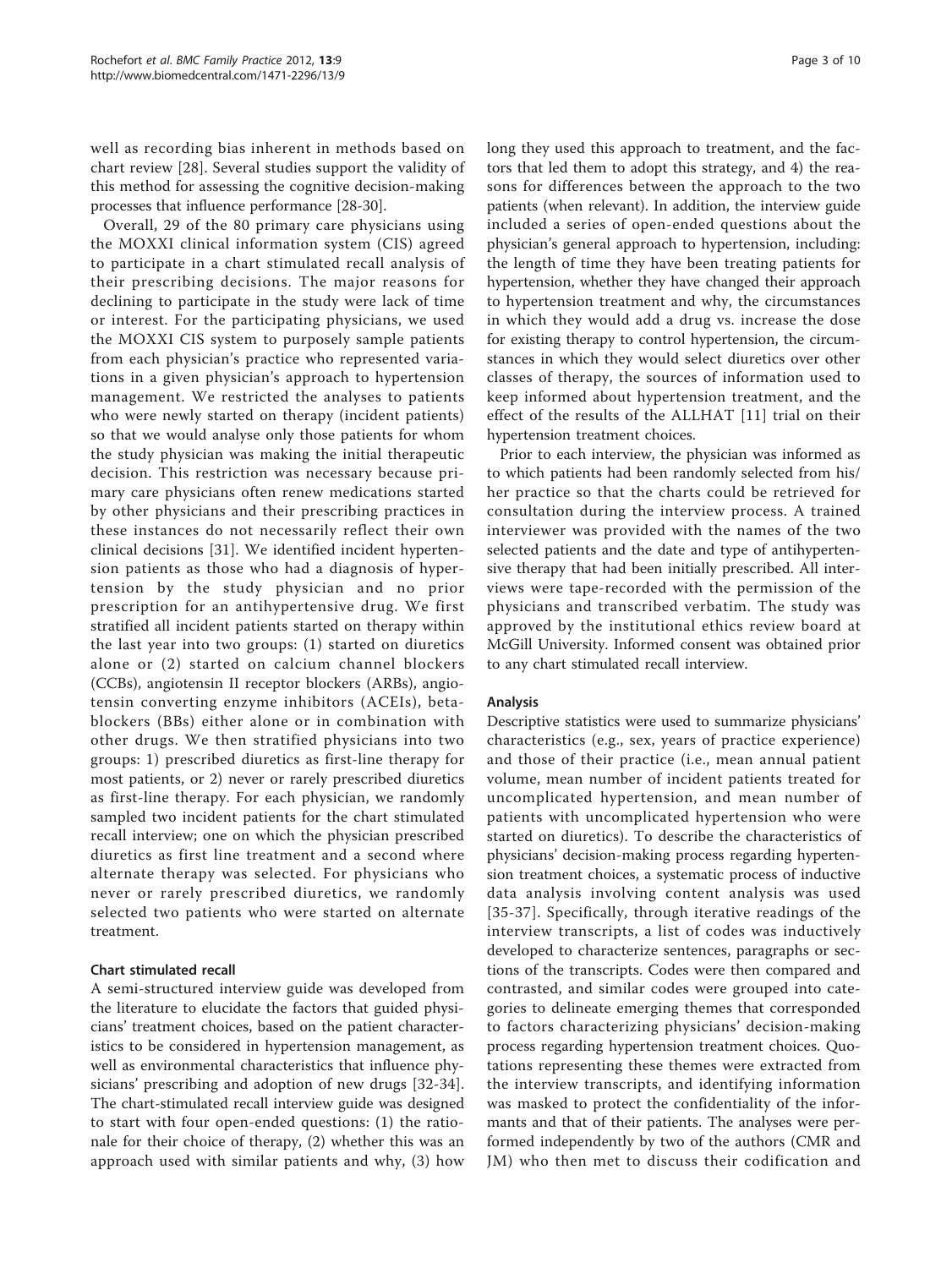well as recording bias inherent in methods based on chart review [28]. Several studies support the validity of this method for assessing the cognitive decision-making processes that influence performance [28-30].

Overall, 29 of the 80 primary care physicians using the MOXXI clinical information system (CIS) agreed to participate in a chart stimulated recall analysis of their prescribing decisions. The major reasons for declining to participate in the study were lack of time or interest. For the participating physicians, we used the MOXXI CIS system to purposely sample patients from each physician's practice who represented variations in a given physician's approach to hypertension management. We restricted the analyses to patients who were newly started on therapy (incident patients) so that we would analyse only those patients for whom the study physician was making the initial therapeutic decision. This restriction was necessary because primary care physicians often renew medications started by other physicians and their prescribing practices in these instances do not necessarily reflect their own clinical decisions [31]. We identified incident hypertension patients as those who had a diagnosis of hypertension by the study physician and no prior prescription for an antihypertensive drug. We first stratified all incident patients started on therapy within the last year into two groups: (1) started on diuretics alone or (2) started on calcium channel blockers (CCBs), angiotensin II receptor blockers (ARBs), angiotensin converting enzyme inhibitors (ACEIs), beta-blockers (BBs) either alone or in combination with other drugs. We then stratified physicians into two groups: 1) prescribed diuretics as first-line therapy for most patients, or 2) never or rarely prescribed diuretics as first-line therapy. For each physician, we randomly sampled two incident patients for the chart stimulated recall interview; one on which the physician prescribed diuretics as first line treatment and a second where alternate therapy was selected. For physicians who never or rarely prescribed diuretics, we randomly selected two patients who were started on alternate treatment.

### Chart stimulated recall

A semi-structured interview guide was developed from the literature to elucidate the factors that guided physicians' treatment choices, based on the patient characteristics to be considered in hypertension management, as well as environmental characteristics that influence physicians' prescribing and adoption of new drugs [32-34]. The chart-stimulated recall interview guide was designed to start with four open-ended questions: (1) the rationale for their choice of therapy, (2) whether this was an approach used with similar patients and why, (3) how long they used this approach to treatment, and the factors that led them to adopt this strategy, and 4) the reasons for differences between the approach to the two patients (when relevant). In addition, the interview guide included a series of open-ended questions about the physician's general approach to hypertension, including: the length of time they have been treating patients for hypertension, whether they have changed their approach to hypertension treatment and why, the circumstances in which they would add a drug vs. increase the dose for existing therapy to control hypertension, the circumstances in which they would select diuretics over other classes of therapy, the sources of information used to keep informed about hypertension treatment, and the effect of the results of the ALLHAT [11] trial on their hypertension treatment choices.

Prior to each interview, the physician was informed as to which patients had been randomly selected from his/her practice so that the charts could be retrieved for consultation during the interview process. A trained interviewer was provided with the names of the two selected patients and the date and type of antihypertensive therapy that had been initially prescribed. All interviews were tape-recorded with the permission of the physicians and transcribed verbatim. The study was approved by the institutional ethics review board at McGill University. Informed consent was obtained prior to any chart stimulated recall interview.

### Analysis

Descriptive statistics were used to summarize physicians' characteristics (e.g., sex, years of practice experience) and those of their practice (i.e., mean annual patient volume, mean number of incident patients treated for uncomplicated hypertension, and mean number of patients with uncomplicated hypertension who were started on diuretics). To describe the characteristics of physicians' decision-making process regarding hypertension treatment choices, a systematic process of inductive data analysis involving content analysis was used [35-37]. Specifically, through iterative readings of the interview transcripts, a list of codes was inductively developed to characterize sentences, paragraphs or sections of the transcripts. Codes were then compared and contrasted, and similar codes were grouped into categories to delineate emerging themes that corresponded to factors characterizing physicians' decision-making process regarding hypertension treatment choices. Quotations representing these themes were extracted from the interview transcripts, and identifying information was masked to protect the confidentiality of the informants and that of their patients. The analyses were performed independently by two of the authors (CMR and JM) who then met to discuss their codification and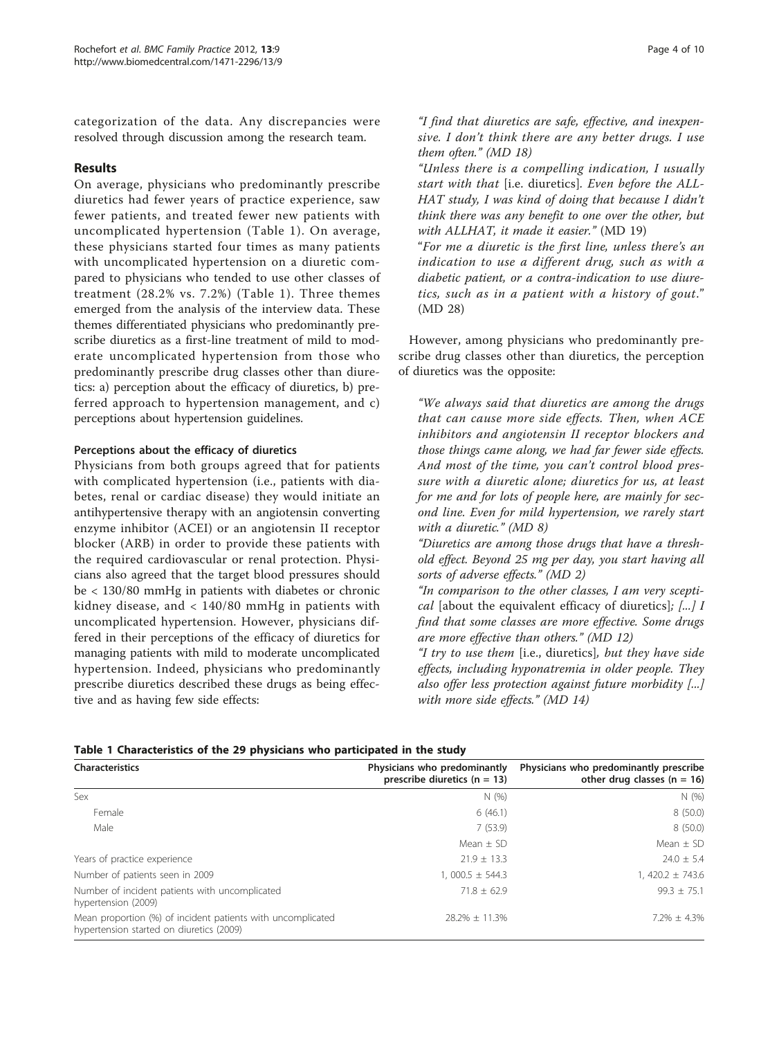categorization of the data. Any discrepancies were resolved through discussion among the research team.

## Results

On average, physicians who predominantly prescribe diuretics had fewer years of practice experience, saw fewer patients, and treated fewer new patients with uncomplicated hypertension (Table 1). On average, these physicians started four times as many patients with uncomplicated hypertension on a diuretic compared to physicians who tended to use other classes of treatment (28.2% vs. 7.2%) (Table 1). Three themes emerged from the analysis of the interview data. These themes differentiated physicians who predominantly prescribe diuretics as a first-line treatment of mild to moderate uncomplicated hypertension from those who predominantly prescribe drug classes other than diuretics: a) perception about the efficacy of diuretics, b) preferred approach to hypertension management, and c) perceptions about hypertension guidelines.

### Perceptions about the efficacy of diuretics

Physicians from both groups agreed that for patients with complicated hypertension (i.e., patients with diabetes, renal or cardiac disease) they would initiate an antihypertensive therapy with an angiotensin converting enzyme inhibitor (ACEI) or an angiotensin II receptor blocker (ARB) in order to provide these patients with the required cardiovascular or renal protection. Physicians also agreed that the target blood pressures should be < 130/80 mmHg in patients with diabetes or chronic kidney disease, and < 140/80 mmHg in patients with uncomplicated hypertension. However, physicians differed in their perceptions of the efficacy of diuretics for managing patients with mild to moderate uncomplicated hypertension. Indeed, physicians who predominantly prescribe diuretics described these drugs as being effective and as having few side effects:

> *"I find that diuretics are safe, effective, and inexpensive. I don't think there are any better drugs. I use them often." (MD 18)*
>
> *"Unless there is a compelling indication, I usually start with that* [i.e. diuretics]. *Even before the ALLHAT study, I was kind of doing that because I didn't think there was any benefit to one over the other, but with ALLHAT, it made it easier."* (MD 19)
>
> "*For me a diuretic is the first line, unless there's an indication to use a different drug, such as with a diabetic patient, or a contra-indication to use diuretics, such as in a patient with a history of gout*." (MD 28)

However, among physicians who predominantly prescribe drug classes other than diuretics, the perception of diuretics was the opposite:

> *"We always said that diuretics are among the drugs that can cause more side effects. Then, when ACE inhibitors and angiotensin II receptor blockers and those things came along, we had far fewer side effects. And most of the time, you can't control blood pressure with a diuretic alone; diuretics for us, at least for me and for lots of people here, are mainly for second line. Even for mild hypertension, we rarely start with a diuretic." (MD 8)*
>
> *"Diuretics are among those drugs that have a threshold effect. Beyond 25 mg per day, you start having all sorts of adverse effects." (MD 2)*
>
> *"In comparison to the other classes, I am very sceptical* [about the equivalent efficacy of diuretics]*; [...] I find that some classes are more effective. Some drugs are more effective than others." (MD 12)*
>
> *"I try to use them* [i.e., diuretics]*, but they have side effects, including hyponatremia in older people. They also offer less protection against future morbidity [...] with more side effects." (MD 14)*

**Table 1 Characteristics of the 29 physicians who participated in the study**

| Characteristics | Physicians who predominantly prescribe diuretics (n = 13) | Physicians who predominantly prescribe other drug classes (n = 16) |
|---|---|---|
| Sex | N (%) | N (%) |
| Female | 6 (46.1) | 8 (50.0) |
| Male | 7 (53.9) | 8 (50.0) |
| | Mean ± SD | Mean ± SD |
| Years of practice experience | 21.9 ± 13.3 | 24.0 ± 5.4 |
| Number of patients seen in 2009 | 1, 000.5 ± 544.3 | 1, 420.2 ± 743.6 |
| Number of incident patients with uncomplicated hypertension (2009) | 71.8 ± 62.9 | 99.3 ± 75.1 |
| Mean proportion (%) of incident patients with uncomplicated hypertension started on diuretics (2009) | 28.2% ± 11.3% | 7.2% ± 4.3% |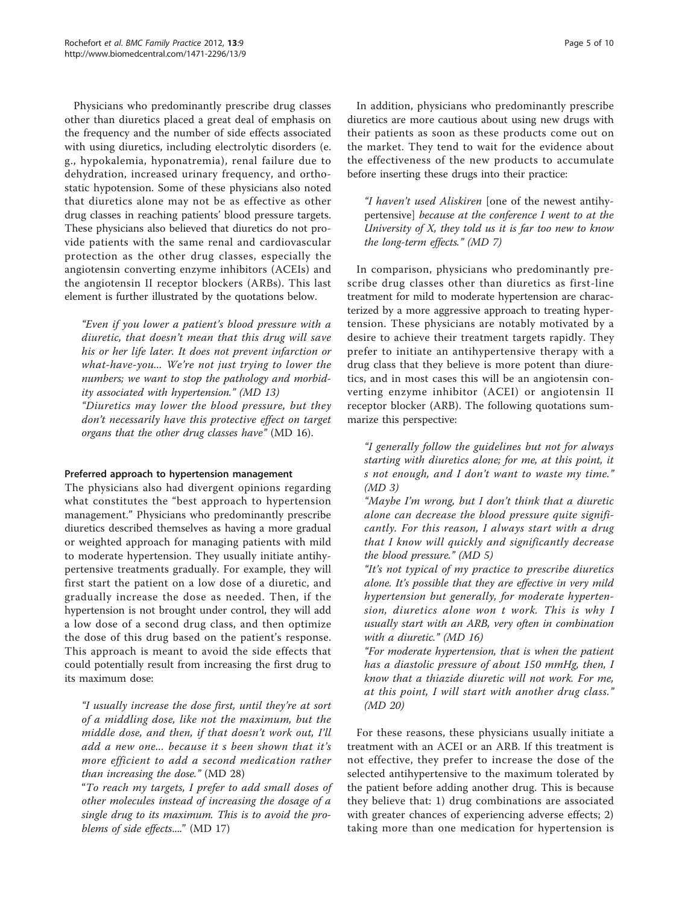Physicians who predominantly prescribe drug classes other than diuretics placed a great deal of emphasis on the frequency and the number of side effects associated with using diuretics, including electrolytic disorders (e.g., hypokalemia, hyponatremia), renal failure due to dehydration, increased urinary frequency, and orthostatic hypotension. Some of these physicians also noted that diuretics alone may not be as effective as other drug classes in reaching patients' blood pressure targets. These physicians also believed that diuretics do not provide patients with the same renal and cardiovascular protection as the other drug classes, especially the angiotensin converting enzyme inhibitors (ACEIs) and the angiotensin II receptor blockers (ARBs). This last element is further illustrated by the quotations below.

> *"Even if you lower a patient's blood pressure with a diuretic, that doesn't mean that this drug will save his or her life later. It does not prevent infarction or what-have-you... We're not just trying to lower the numbers; we want to stop the pathology and morbidity associated with hypertension."* (MD 13)
>
> *"Diuretics may lower the blood pressure, but they don't necessarily have this protective effect on target organs that the other drug classes have"* (MD 16).

#### Preferred approach to hypertension management

The physicians also had divergent opinions regarding what constitutes the "best approach to hypertension management." Physicians who predominantly prescribe diuretics described themselves as having a more gradual or weighted approach for managing patients with mild to moderate hypertension. They usually initiate antihypertensive treatments gradually. For example, they will first start the patient on a low dose of a diuretic, and gradually increase the dose as needed. Then, if the hypertension is not brought under control, they will add a low dose of a second drug class, and then optimize the dose of this drug based on the patient's response. This approach is meant to avoid the side effects that could potentially result from increasing the first drug to its maximum dose:

> *"I usually increase the dose first, until they're at sort of a middling dose, like not the maximum, but the middle dose, and then, if that doesn't work out, I'll add a new one... because it s been shown that it's more efficient to add a second medication rather than increasing the dose."* (MD 28)
>
> *"To reach my targets, I prefer to add small doses of other molecules instead of increasing the dosage of a single drug to its maximum. This is to avoid the problems of side effects...."* (MD 17)

In addition, physicians who predominantly prescribe diuretics are more cautious about using new drugs with their patients as soon as these products come out on the market. They tend to wait for the evidence about the effectiveness of the new products to accumulate before inserting these drugs into their practice:

> *"I haven't used Aliskiren [one of the newest antihypertensive] because at the conference I went to at the University of X, they told us it is far too new to know the long-term effects."* (MD 7)

In comparison, physicians who predominantly prescribe drug classes other than diuretics as first-line treatment for mild to moderate hypertension are characterized by a more aggressive approach to treating hypertension. These physicians are notably motivated by a desire to achieve their treatment targets rapidly. They prefer to initiate an antihypertensive therapy with a drug class that they believe is more potent than diuretics, and in most cases this will be an angiotensin converting enzyme inhibitor (ACEI) or angiotensin II receptor blocker (ARB). The following quotations summarize this perspective:

> *"I generally follow the guidelines but not for always starting with diuretics alone; for me, at this point, it s not enough, and I don't want to waste my time."* (MD 3)
>
> *"Maybe I'm wrong, but I don't think that a diuretic alone can decrease the blood pressure quite significantly. For this reason, I always start with a drug that I know will quickly and significantly decrease the blood pressure."* (MD 5)
>
> *"It's not typical of my practice to prescribe diuretics alone. It's possible that they are effective in very mild hypertension but generally, for moderate hypertension, diuretics alone won t work. This is why I usually start with an ARB, very often in combination with a diuretic."* (MD 16)
>
> *"For moderate hypertension, that is when the patient has a diastolic pressure of about 150 mmHg, then, I know that a thiazide diuretic will not work. For me, at this point, I will start with another drug class."* (MD 20)

For these reasons, these physicians usually initiate a treatment with an ACEI or an ARB. If this treatment is not effective, they prefer to increase the dose of the selected antihypertensive to the maximum tolerated by the patient before adding another drug. This is because they believe that: 1) drug combinations are associated with greater chances of experiencing adverse effects; 2) taking more than one medication for hypertension is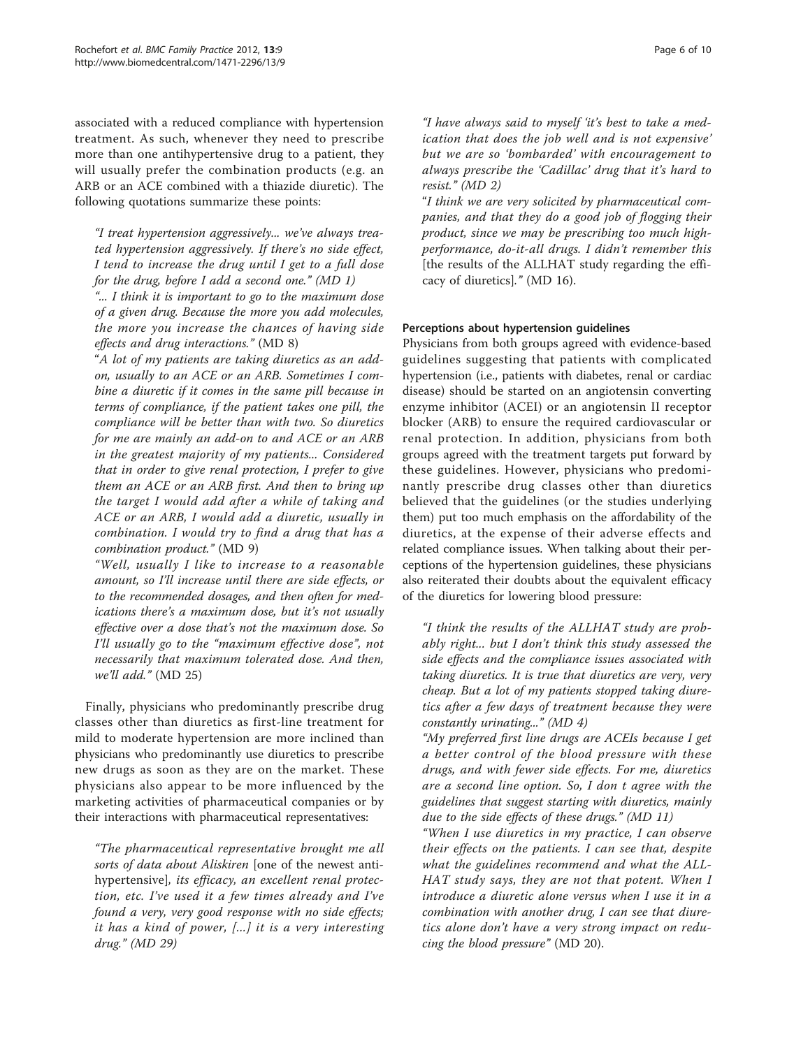associated with a reduced compliance with hypertension treatment. As such, whenever they need to prescribe more than one antihypertensive drug to a patient, they will usually prefer the combination products (e.g. an ARB or an ACE combined with a thiazide diuretic). The following quotations summarize these points:

> *"I treat hypertension aggressively... we've always treated hypertension aggressively. If there's no side effect, I tend to increase the drug until I get to a full dose for the drug, before I add a second one." (MD 1)*
>
> *"... I think it is important to go to the maximum dose of a given drug. Because the more you add molecules, the more you increase the chances of having side effects and drug interactions."* (MD 8)
>
> *"A lot of my patients are taking diuretics as an add-on, usually to an ACE or an ARB. Sometimes I combine a diuretic if it comes in the same pill because in terms of compliance, if the patient takes one pill, the compliance will be better than with two. So diuretics for me are mainly an add-on to and ACE or an ARB in the greatest majority of my patients... Considered that in order to give renal protection, I prefer to give them an ACE or an ARB first. And then to bring up the target I would add after a while of taking and ACE or an ARB, I would add a diuretic, usually in combination. I would try to find a drug that has a combination product."* (MD 9)
>
> *"Well, usually I like to increase to a reasonable amount, so I'll increase until there are side effects, or to the recommended dosages, and then often for medications there's a maximum dose, but it's not usually effective over a dose that's not the maximum dose. So I'll usually go to the "maximum effective dose", not necessarily that maximum tolerated dose. And then, we'll add."* (MD 25)

Finally, physicians who predominantly prescribe drug classes other than diuretics as first-line treatment for mild to moderate hypertension are more inclined than physicians who predominantly use diuretics to prescribe new drugs as soon as they are on the market. These physicians also appear to be more influenced by the marketing activities of pharmaceutical companies or by their interactions with pharmaceutical representatives:

> *"The pharmaceutical representative brought me all sorts of data about Aliskiren* [one of the newest antihypertensive]*, its efficacy, an excellent renal protection, etc. I've used it a few times already and I've found a very, very good response with no side effects; it has a kind of power, [...] it is a very interesting drug." (MD 29)*
>
> *"I have always said to myself 'it's best to take a medication that does the job well and is not expensive' but we are so 'bombarded' with encouragement to always prescribe the 'Cadillac' drug that it's hard to resist." (MD 2)*
>
> *"I think we are very solicited by pharmaceutical companies, and that they do a good job of flogging their product, since we may be prescribing too much high-performance, do-it-all drugs. I didn't remember this* [the results of the ALLHAT study regarding the efficacy of diuretics]*."* (MD 16).

### Perceptions about hypertension guidelines

Physicians from both groups agreed with evidence-based guidelines suggesting that patients with complicated hypertension (i.e., patients with diabetes, renal or cardiac disease) should be started on an angiotensin converting enzyme inhibitor (ACEI) or an angiotensin II receptor blocker (ARB) to ensure the required cardiovascular or renal protection. In addition, physicians from both groups agreed with the treatment targets put forward by these guidelines. However, physicians who predominantly prescribe drug classes other than diuretics believed that the guidelines (or the studies underlying them) put too much emphasis on the affordability of the diuretics, at the expense of their adverse effects and related compliance issues. When talking about their perceptions of the hypertension guidelines, these physicians also reiterated their doubts about the equivalent efficacy of the diuretics for lowering blood pressure:

> *"I think the results of the ALLHAT study are probably right... but I don't think this study assessed the side effects and the compliance issues associated with taking diuretics. It is true that diuretics are very, very cheap. But a lot of my patients stopped taking diuretics after a few days of treatment because they were constantly urinating..." (MD 4)*
>
> *"My preferred first line drugs are ACEIs because I get a better control of the blood pressure with these drugs, and with fewer side effects. For me, diuretics are a second line option. So, I don t agree with the guidelines that suggest starting with diuretics, mainly due to the side effects of these drugs." (MD 11)*
>
> *"When I use diuretics in my practice, I can observe their effects on the patients. I can see that, despite what the guidelines recommend and what the ALLHAT study says, they are not that potent. When I introduce a diuretic alone versus when I use it in a combination with another drug, I can see that diuretics alone don't have a very strong impact on reducing the blood pressure"* (MD 20).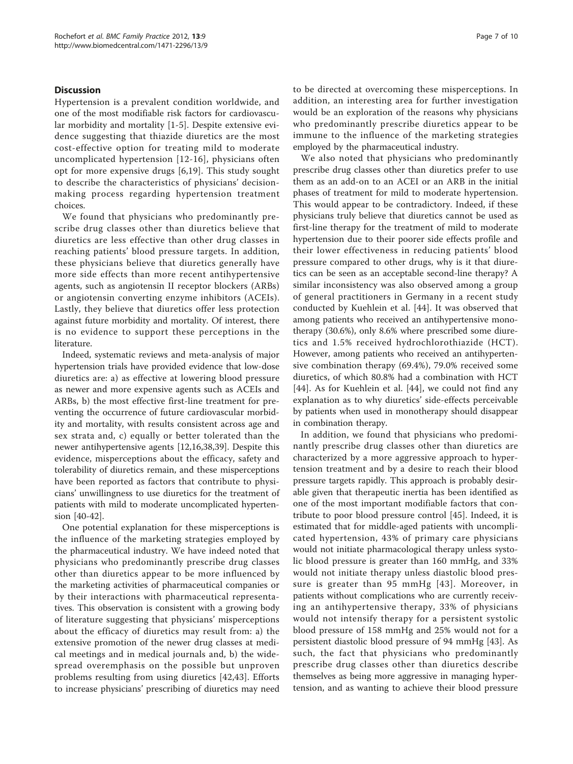## Discussion

Hypertension is a prevalent condition worldwide, and one of the most modifiable risk factors for cardiovascular morbidity and mortality [1-5]. Despite extensive evidence suggesting that thiazide diuretics are the most cost-effective option for treating mild to moderate uncomplicated hypertension [12-16], physicians often opt for more expensive drugs [6,19]. This study sought to describe the characteristics of physicians' decision-making process regarding hypertension treatment choices.

We found that physicians who predominantly prescribe drug classes other than diuretics believe that diuretics are less effective than other drug classes in reaching patients' blood pressure targets. In addition, these physicians believe that diuretics generally have more side effects than more recent antihypertensive agents, such as angiotensin II receptor blockers (ARBs) or angiotensin converting enzyme inhibitors (ACEIs). Lastly, they believe that diuretics offer less protection against future morbidity and mortality. Of interest, there is no evidence to support these perceptions in the literature.

Indeed, systematic reviews and meta-analysis of major hypertension trials have provided evidence that low-dose diuretics are: a) as effective at lowering blood pressure as newer and more expensive agents such as ACEIs and ARBs, b) the most effective first-line treatment for preventing the occurrence of future cardiovascular morbidity and mortality, with results consistent across age and sex strata and, c) equally or better tolerated than the newer antihypertensive agents [12,16,38,39]. Despite this evidence, misperceptions about the efficacy, safety and tolerability of diuretics remain, and these misperceptions have been reported as factors that contribute to physicians' unwillingness to use diuretics for the treatment of patients with mild to moderate uncomplicated hypertension [40-42].

One potential explanation for these misperceptions is the influence of the marketing strategies employed by the pharmaceutical industry. We have indeed noted that physicians who predominantly prescribe drug classes other than diuretics appear to be more influenced by the marketing activities of pharmaceutical companies or by their interactions with pharmaceutical representatives. This observation is consistent with a growing body of literature suggesting that physicians' misperceptions about the efficacy of diuretics may result from: a) the extensive promotion of the newer drug classes at medical meetings and in medical journals and, b) the widespread overemphasis on the possible but unproven problems resulting from using diuretics [42,43]. Efforts to increase physicians' prescribing of diuretics may need to be directed at overcoming these misperceptions. In addition, an interesting area for further investigation would be an exploration of the reasons why physicians who predominantly prescribe diuretics appear to be immune to the influence of the marketing strategies employed by the pharmaceutical industry.

We also noted that physicians who predominantly prescribe drug classes other than diuretics prefer to use them as an add-on to an ACEI or an ARB in the initial phases of treatment for mild to moderate hypertension. This would appear to be contradictory. Indeed, if these physicians truly believe that diuretics cannot be used as first-line therapy for the treatment of mild to moderate hypertension due to their poorer side effects profile and their lower effectiveness in reducing patients' blood pressure compared to other drugs, why is it that diuretics can be seen as an acceptable second-line therapy? A similar inconsistency was also observed among a group of general practitioners in Germany in a recent study conducted by Kuehlein et al. [44]. It was observed that among patients who received an antihypertensive monotherapy (30.6%), only 8.6% where prescribed some diuretics and 1.5% received hydrochlorothiazide (HCT). However, among patients who received an antihypertensive combination therapy (69.4%), 79.0% received some diuretics, of which 80.8% had a combination with HCT [44]. As for Kuehlein et al. [44], we could not find any explanation as to why diuretics' side-effects perceivable by patients when used in monotherapy should disappear in combination therapy.

In addition, we found that physicians who predominantly prescribe drug classes other than diuretics are characterized by a more aggressive approach to hypertension treatment and by a desire to reach their blood pressure targets rapidly. This approach is probably desirable given that therapeutic inertia has been identified as one of the most important modifiable factors that contribute to poor blood pressure control [45]. Indeed, it is estimated that for middle-aged patients with uncomplicated hypertension, 43% of primary care physicians would not initiate pharmacological therapy unless systolic blood pressure is greater than 160 mmHg, and 33% would not initiate therapy unless diastolic blood pressure is greater than 95 mmHg [43]. Moreover, in patients without complications who are currently receiving an antihypertensive therapy, 33% of physicians would not intensify therapy for a persistent systolic blood pressure of 158 mmHg and 25% would not for a persistent diastolic blood pressure of 94 mmHg [43]. As such, the fact that physicians who predominantly prescribe drug classes other than diuretics describe themselves as being more aggressive in managing hypertension, and as wanting to achieve their blood pressure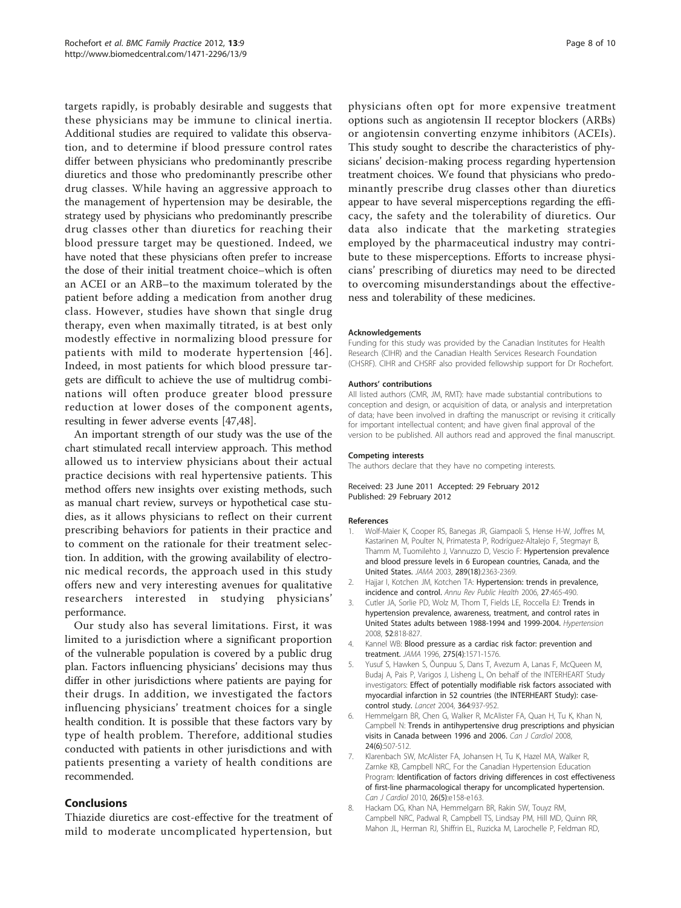targets rapidly, is probably desirable and suggests that these physicians may be immune to clinical inertia. Additional studies are required to validate this observation, and to determine if blood pressure control rates differ between physicians who predominantly prescribe diuretics and those who predominantly prescribe other drug classes. While having an aggressive approach to the management of hypertension may be desirable, the strategy used by physicians who predominantly prescribe drug classes other than diuretics for reaching their blood pressure target may be questioned. Indeed, we have noted that these physicians often prefer to increase the dose of their initial treatment choice–which is often an ACEI or an ARB–to the maximum tolerated by the patient before adding a medication from another drug class. However, studies have shown that single drug therapy, even when maximally titrated, is at best only modestly effective in normalizing blood pressure for patients with mild to moderate hypertension [46]. Indeed, in most patients for which blood pressure targets are difficult to achieve the use of multidrug combinations will often produce greater blood pressure reduction at lower doses of the component agents, resulting in fewer adverse events [47,48].

An important strength of our study was the use of the chart stimulated recall interview approach. This method allowed us to interview physicians about their actual practice decisions with real hypertensive patients. This method offers new insights over existing methods, such as manual chart review, surveys or hypothetical case studies, as it allows physicians to reflect on their current prescribing behaviors for patients in their practice and to comment on the rationale for their treatment selection. In addition, with the growing availability of electronic medical records, the approach used in this study offers new and very interesting avenues for qualitative researchers interested in studying physicians' performance.

Our study also has several limitations. First, it was limited to a jurisdiction where a significant proportion of the vulnerable population is covered by a public drug plan. Factors influencing physicians' decisions may thus differ in other jurisdictions where patients are paying for their drugs. In addition, we investigated the factors influencing physicians' treatment choices for a single health condition. It is possible that these factors vary by type of health problem. Therefore, additional studies conducted with patients in other jurisdictions and with patients presenting a variety of health conditions are recommended.

## Conclusions

Thiazide diuretics are cost-effective for the treatment of mild to moderate uncomplicated hypertension, but physicians often opt for more expensive treatment options such as angiotensin II receptor blockers (ARBs) or angiotensin converting enzyme inhibitors (ACEIs). This study sought to describe the characteristics of physicians' decision-making process regarding hypertension treatment choices. We found that physicians who predominantly prescribe drug classes other than diuretics appear to have several misperceptions regarding the efficacy, the safety and the tolerability of diuretics. Our data also indicate that the marketing strategies employed by the pharmaceutical industry may contribute to these misperceptions. Efforts to increase physicians' prescribing of diuretics may need to be directed to overcoming misunderstandings about the effectiveness and tolerability of these medicines.

#### Acknowledgements

Funding for this study was provided by the Canadian Institutes for Health Research (CIHR) and the Canadian Health Services Research Foundation (CHSRF). CIHR and CHSRF also provided fellowship support for Dr Rochefort.

#### Authors' contributions

All listed authors (CMR, JM, RMT): have made substantial contributions to conception and design, or acquisition of data, or analysis and interpretation of data; have been involved in drafting the manuscript or revising it critically for important intellectual content; and have given final approval of the version to be published. All authors read and approved the final manuscript.

#### Competing interests

The authors declare that they have no competing interests.

Received: 23 June 2011 Accepted: 29 February 2012
Published: 29 February 2012

#### References

1. Wolf-Maier K, Cooper RS, Banegas JR, Giampaoli S, Hense H-W, Joffres M, Kastarinen M, Poulter N, Primatesta P, Rodriguez-Altalejo F, Stegmayr B, Thamm M, Tuomilehto J, Vannuzzo D, Vescio F: **Hypertension prevalence and blood pressure levels in 6 European countries, Canada, and the United States.** *JAMA* 2003, **289(18)**:2363-2369.
2. Hajjar I, Kotchen JM, Kotchen TA: **Hypertension: trends in prevalence, incidence and control.** *Annu Rev Public Health* 2006, **27**:465-490.
3. Cutler JA, Sorlie PD, Wolz M, Thom T, Fields LE, Roccella EJ: **Trends in hypertension prevalence, awareness, treatment, and control rates in United States adults between 1988-1994 and 1999-2004.** *Hypertension* 2008, **52**:818-827.
4. Kannel WB: **Blood pressure as a cardiac risk factor: prevention and treatment.** *JAMA* 1996, **275(4)**:1571-1576.
5. Yusuf S, Hawken S, Ôunpuu S, Dans T, Avezum A, Lanas F, McQueen M, Budaj A, Pais P, Varigos J, Lisheng L, On behalf of the INTERHEART Study investigators: **Effect of potentially modifiable risk factors associated with myocardial infarction in 52 countries (the INTERHEART Study): case-control study.** *Lancet* 2004, **364**:937-952.
6. Hemmelgarn BR, Chen G, Walker R, McAlister FA, Quan H, Tu K, Khan N, Campbell N: **Trends in antihypertensive drug prescriptions and physician visits in Canada between 1996 and 2006.** *Can J Cardiol* 2008, **24(6)**:507-512.
7. Klarenbach SW, McAlister FA, Johansen H, Tu K, Hazel MA, Walker R, Zarnke KB, Campbell NRC, For the Canadian Hypertension Education Program: **Identification of factors driving differences in cost effectiveness of first-line pharmacological therapy for uncomplicated hypertension.** *Can J Cardiol* 2010, **26(5)**:e158-e163.
8. Hackam DG, Khan NA, Hemmelgarn BR, Rakin SW, Touyz RM, Campbell NRC, Padwal R, Campbell TS, Lindsay PM, Hill MD, Quinn RR, Mahon JL, Herman RJ, Shiffrin EL, Ruzicka M, Larochelle P, Feldman RD,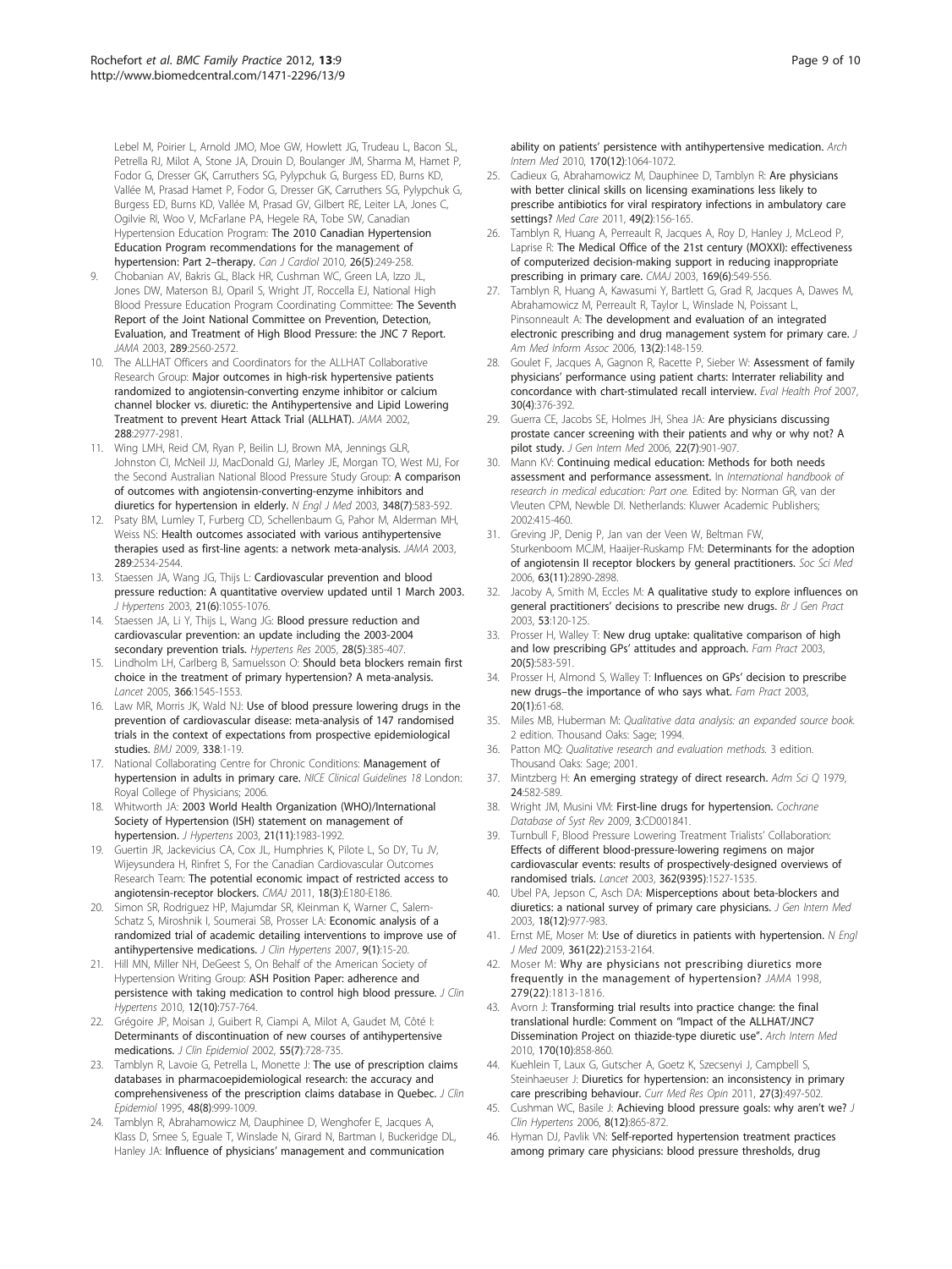Lebel M, Poirier L, Arnold JMO, Moe GW, Howlett JG, Trudeau L, Bacon SL, Petrella RJ, Milot A, Stone JA, Drouin D, Boulanger JM, Sharma M, Hamet P, Fodor G, Dresser GK, Carruthers SG, Pylypchuk G, Burgess ED, Burns KD, Vallée M, Prasad Hamet P, Fodor G, Dresser GK, Carruthers SG, Pylypchuk G, Burgess ED, Burns KD, Vallée M, Prasad GV, Gilbert RE, Leiter LA, Jones C, Ogilvie RI, Woo V, McFarlane PA, Hegele RA, Tobe SW, Canadian Hypertension Education Program: **The 2010 Canadian Hypertension Education Program recommendations for the management of hypertension: Part 2–therapy.** *Can J Cardiol* 2010, **26(5)**:249-258.

9. Chobanian AV, Bakris GL, Black HR, Cushman WC, Green LA, Izzo JL, Jones DW, Materson BJ, Oparil S, Wright JT, Roccella EJ, National High Blood Pressure Education Program Coordinating Committee: **The Seventh Report of the Joint National Committee on Prevention, Detection, Evaluation, and Treatment of High Blood Pressure: the JNC 7 Report.** *JAMA* 2003, **289**:2560-2572.
10. The ALLHAT Officers and Coordinators for the ALLHAT Collaborative Research Group: **Major outcomes in high-risk hypertensive patients randomized to angiotensin-converting enzyme inhibitor or calcium channel blocker vs. diuretic: the Antihypertensive and Lipid Lowering Treatment to prevent Heart Attack Trial (ALLHAT).** *JAMA* 2002, **288**:2977-2981.
11. Wing LMH, Reid CM, Ryan P, Beilin LJ, Brown MA, Jennings GLR, Johnston CI, McNeil JJ, MacDonald GJ, Marley JE, Morgan TO, West MJ, For the Second Australian National Blood Pressure Study Group: **A comparison of outcomes with angiotensin-converting-enzyme inhibitors and diuretics for hypertension in elderly.** *N Engl J Med* 2003, **348(7)**:583-592.
12. Psaty BM, Lumley T, Furberg CD, Schellenbaum G, Pahor M, Alderman MH, Weiss NS: **Health outcomes associated with various antihypertensive therapies used as first-line agents: a network meta-analysis.** *JAMA* 2003, **289**:2534-2544.
13. Staessen JA, Wang JG, Thijs L: **Cardiovascular prevention and blood pressure reduction: A quantitative overview updated until 1 March 2003.** *J Hypertens* 2003, **21(6)**:1055-1076.
14. Staessen JA, Li Y, Thijs L, Wang JG: **Blood pressure reduction and cardiovascular prevention: an update including the 2003-2004 secondary prevention trials.** *Hypertens Res* 2005, **28(5)**:385-407.
15. Lindholm LH, Carlberg B, Samuelsson O: **Should beta blockers remain first choice in the treatment of primary hypertension? A meta-analysis.** *Lancet* 2005, **366**:1545-1553.
16. Law MR, Morris JK, Wald NJ: **Use of blood pressure lowering drugs in the prevention of cardiovascular disease: meta-analysis of 147 randomised trials in the context of expectations from prospective epidemiological studies.** *BMJ* 2009, **338**:1-19.
17. National Collaborating Centre for Chronic Conditions: **Management of hypertension in adults in primary care.** *NICE Clinical Guidelines 18* London: Royal College of Physicians; 2006.
18. Whitworth JA: **2003 World Health Organization (WHO)/International Society of Hypertension (ISH) statement on management of hypertension.** *J Hypertens* 2003, **21(11)**:1983-1992.
19. Guertin JR, Jackevicius CA, Cox JL, Humphries K, Pilote L, So DY, Tu JV, Wijeysundera H, Rinfret S, For the Canadian Cardiovascular Outcomes Research Team: **The potential economic impact of restricted access to angiotensin-receptor blockers.** *CMAJ* 2011, **18(3)**:E180-E186.
20. Simon SR, Rodriguez HP, Majumdar SR, Kleinman K, Warner C, Salem-Schatz S, Miroshnik I, Soumerai SB, Prosser LA: **Economic analysis of a randomized trial of academic detailing interventions to improve use of antihypertensive medications.** *J Clin Hypertens* 2007, **9(1)**:15-20.
21. Hill MN, Miller NH, DeGeest S, On Behalf of the American Society of Hypertension Writing Group: **ASH Position Paper: adherence and persistence with taking medication to control high blood pressure.** *J Clin Hypertens* 2010, **12(10)**:757-764.
22. Grégoire JP, Moisan J, Guibert R, Ciampi A, Milot A, Gaudet M, Côté I: **Determinants of discontinuation of new courses of antihypertensive medications.** *J Clin Epidemiol* 2002, **55(7)**:728-735.
23. Tamblyn R, Lavoie G, Petrella L, Monette J: **The use of prescription claims databases in pharmacoepidemiological research: the accuracy and comprehensiveness of the prescription claims database in Quebec.** *J Clin Epidemiol* 1995, **48(8)**:999-1009.
24. Tamblyn R, Abrahamowicz M, Dauphinee D, Wenghofer E, Jacques A, Klass D, Smee S, Eguale T, Winslade N, Girard N, Bartman I, Buckeridge DL, Hanley JA: **Influence of physicians' management and communication ability on patients' persistence with antihypertensive medication.** *Arch Intern Med* 2010, **170(12)**:1064-1072.
25. Cadieux G, Abrahamowicz M, Dauphinee D, Tamblyn R: **Are physicians with better clinical skills on licensing examinations less likely to prescribe antibiotics for viral respiratory infections in ambulatory care settings?** *Med Care* 2011, **49(2)**:156-165.
26. Tamblyn R, Huang A, Perreault R, Jacques A, Roy D, Hanley J, McLeod P, Laprise R: **The Medical Office of the 21st century (MOXXI): effectiveness of computerized decision-making support in reducing inappropriate prescribing in primary care.** *CMAJ* 2003, **169(6)**:549-556.
27. Tamblyn R, Huang A, Kawasumi Y, Bartlett G, Grad R, Jacques A, Dawes M, Abrahamowicz M, Perreault R, Taylor L, Winslade N, Poissant L, Pinsonneault A: **The development and evaluation of an integrated electronic prescribing and drug management system for primary care.** *J Am Med Inform Assoc* 2006, **13(2)**:148-159.
28. Goulet F, Jacques A, Gagnon R, Racette P, Sieber W: **Assessment of family physicians' performance using patient charts: Interrater reliability and concordance with chart-stimulated recall interview.** *Eval Health Prof* 2007, **30(4)**:376-392.
29. Guerra CE, Jacobs SE, Holmes JH, Shea JA: **Are physicians discussing prostate cancer screening with their patients and why or why not? A pilot study.** *J Gen Intern Med* 2006, **22(7)**:901-907.
30. Mann KV: **Continuing medical education: Methods for both needs assessment and performance assessment.** In *International handbook of research in medical education: Part one.* Edited by: Norman GR, van der Vleuten CPM, Newble DI. Netherlands: Kluwer Academic Publishers; 2002:415-460.
31. Greving JP, Denig P, Jan van der Veen W, Beltman FW, Sturkenboom MCJM, Haaijer-Ruskamp FM: **Determinants for the adoption of angiotensin II receptor blockers by general practitioners.** *Soc Sci Med* 2006, **63(11)**:2890-2898.
32. Jacoby A, Smith M, Eccles M: **A qualitative study to explore influences on general practitioners' decisions to prescribe new drugs.** *Br J Gen Pract* 2003, **53**:120-125.
33. Prosser H, Walley T: **New drug uptake: qualitative comparison of high and low prescribing GPs' attitudes and approach.** *Fam Pract* 2003, **20(5)**:583-591.
34. Prosser H, Almond S, Walley T: **Influences on GPs' decision to prescribe new drugs–the importance of who says what.** *Fam Pract* 2003, **20(1)**:61-68.
35. Miles MB, Huberman M: *Qualitative data analysis: an expanded source book.* 2 edition. Thousand Oaks: Sage; 1994.
36. Patton MQ: *Qualitative research and evaluation methods.* 3 edition. Thousand Oaks: Sage; 2001.
37. Mintzberg H: **An emerging strategy of direct research.** *Adm Sci Q* 1979, **24**:582-589.
38. Wright JM, Musini VM: **First-line drugs for hypertension.** *Cochrane Database of Syst Rev* 2009, **3**:CD001841.
39. Turnbull F, Blood Pressure Lowering Treatment Trialists' Collaboration: **Effects of different blood-pressure-lowering regimens on major cardiovascular events: results of prospectively-designed overviews of randomised trials.** *Lancet* 2003, **362(9395)**:1527-1535.
40. Ubel PA, Jepson C, Asch DA: **Misperceptions about beta-blockers and diuretics: a national survey of primary care physicians.** *J Gen Intern Med* 2003, **18(12)**:977-983.
41. Ernst ME, Moser M: **Use of diuretics in patients with hypertension.** *N Engl J Med* 2009, **361(22)**:2153-2164.
42. Moser M: **Why are physicians not prescribing diuretics more frequently in the management of hypertension?** *JAMA* 1998, **279(22)**:1813-1816.
43. Avorn J: **Transforming trial results into practice change: the final translational hurdle: Comment on "Impact of the ALLHAT/JNC7 Dissemination Project on thiazide-type diuretic use".** *Arch Intern Med* 2010, **170(10)**:858-860.
44. Kuehlein T, Laux G, Gutscher A, Goetz K, Szecsenyi J, Campbell S, Steinhaeuser J: **Diuretics for hypertension: an inconsistency in primary care prescribing behaviour.** *Curr Med Res Opin* 2011, **27(3)**:497-502.
45. Cushman WC, Basile J: **Achieving blood pressure goals: why aren't we?** *J Clin Hypertens* 2006, **8(12)**:865-872.
46. Hyman DJ, Pavlik VN: **Self-reported hypertension treatment practices among primary care physicians: blood pressure thresholds, drug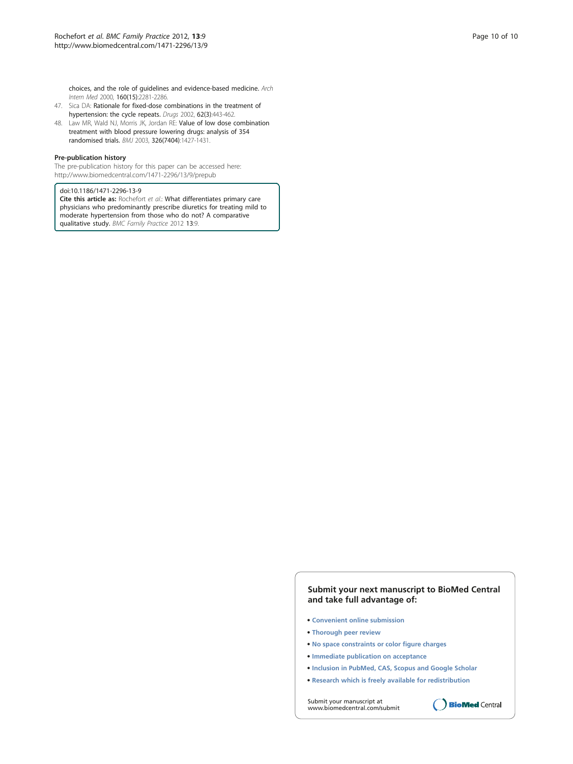choices, and the role of guidelines and evidence-based medicine. *Arch Intern Med* 2000, **160(15)**:2281-2286.

47. Sica DA: **Rationale for fixed-dose combinations in the treatment of hypertension: the cycle repeats.** *Drugs* 2002, **62(3)**:443-462.
48. Law MR, Wald NJ, Morris JK, Jordan RE: **Value of low dose combination treatment with blood pressure lowering drugs: analysis of 354 randomised trials.** *BMJ* 2003, **326(7404)**:1427-1431.

#### Pre-publication history

The pre-publication history for this paper can be accessed here:
http://www.biomedcentral.com/1471-2296/13/9/prepub

doi:10.1186/1471-2296-13-9
**Cite this article as:** Rochefort *et al.*: What differentiates primary care physicians who predominantly prescribe diuretics for treating mild to moderate hypertension from those who do not? A comparative qualitative study. *BMC Family Practice* 2012 **13**:9.

**Submit your next manuscript to BioMed Central and take full advantage of:**

- **Convenient online submission**
- **Thorough peer review**
- **No space constraints or color figure charges**
- **Immediate publication on acceptance**
- **Inclusion in PubMed, CAS, Scopus and Google Scholar**
- **Research which is freely available for redistribution**

Submit your manuscript at
www.biomedcentral.com/submit

BioMed Central